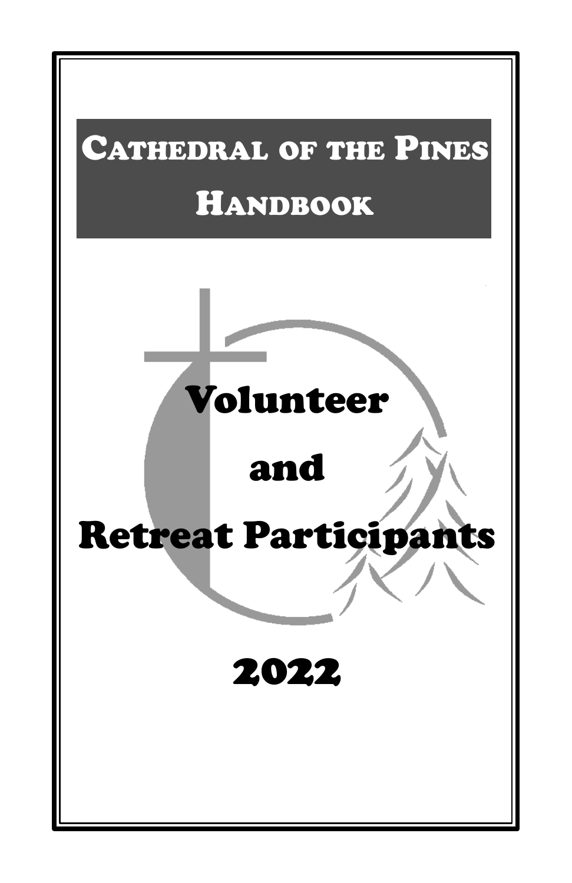# Cathedral of the Pines Handbook

# Volunteer and Retreat Participants

# 2022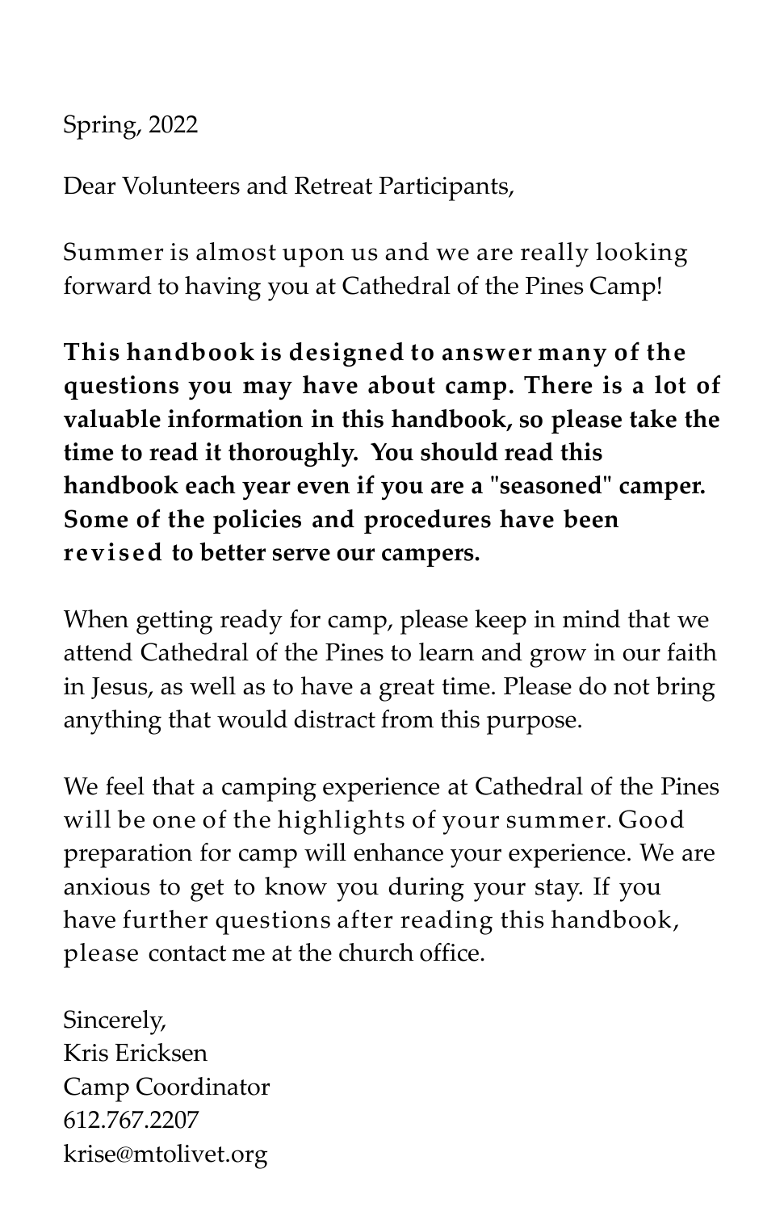Spring, 2022

Dear Volunteers and Retreat Participants,

Summer is almost upon us and we are really looking forward to having you at Cathedral of the Pines Camp!

**This handbook is designed to answer many of the questions you may have about camp. There is a lot of valuable information in this handbook, so please take the time to read it thoroughly. You should read this handbook each year even if you are a "seasoned" camper. Some of the policies and procedures have been revised to better serve our campers.**

When getting ready for camp, please keep in mind that we attend Cathedral of the Pines to learn and grow in our faith in Jesus, as well as to have a great time. Please do not bring anything that would distract from this purpose.

We feel that a camping experience at Cathedral of the Pines will be one of the highlights of your summer. Good preparation for camp will enhance your experience. We are anxious to get to know you during your stay. If you have further questions after reading this handbook, please contact me at the church office.

Sincerely,
Kris Ericksen
Camp Coordinator
612.767.2207
krise@mtolivet.org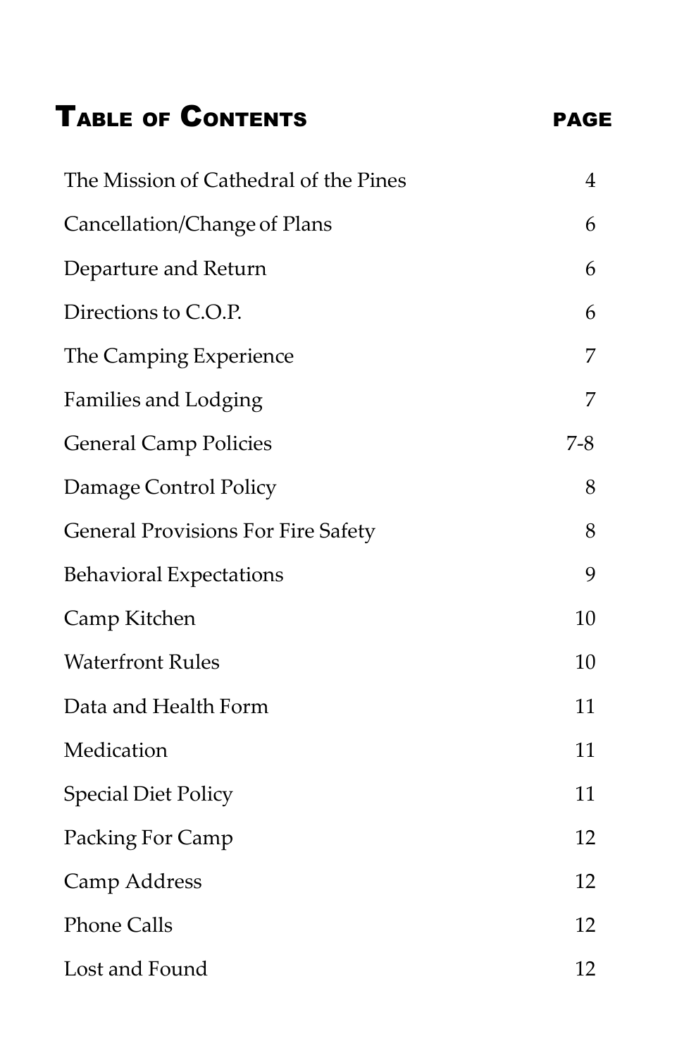# Table of Contents

| Section | Page |
|---|---|
| The Mission of Cathedral of the Pines | 4 |
| Cancellation/Change of Plans | 6 |
| Departure and Return | 6 |
| Directions to C.O.P. | 6 |
| The Camping Experience | 7 |
| Families and Lodging | 7 |
| General Camp Policies | 7-8 |
| Damage Control Policy | 8 |
| General Provisions For Fire Safety | 8 |
| Behavioral Expectations | 9 |
| Camp Kitchen | 10 |
| Waterfront Rules | 10 |
| Data and Health Form | 11 |
| Medication | 11 |
| Special Diet Policy | 11 |
| Packing For Camp | 12 |
| Camp Address | 12 |
| Phone Calls | 12 |
| Lost and Found | 12 |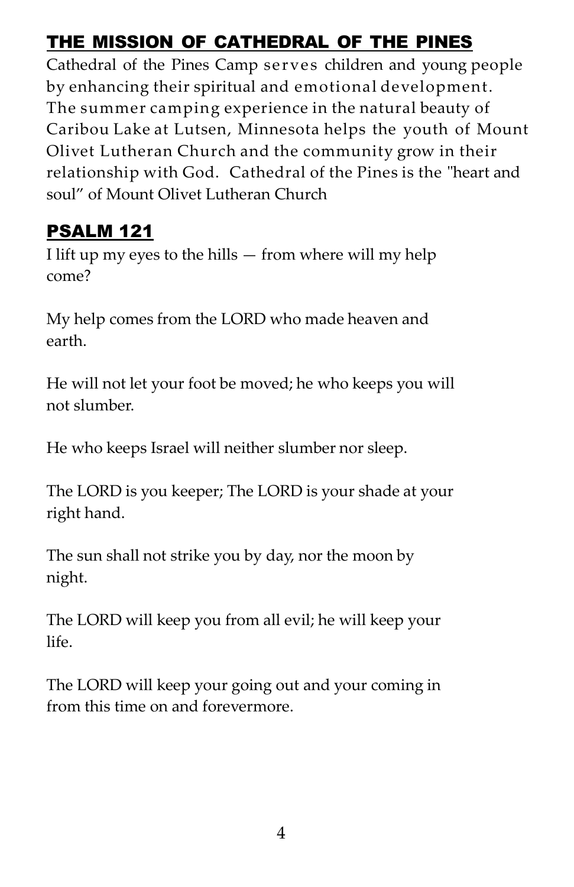## THE MISSION OF CATHEDRAL OF THE PINES

Cathedral of the Pines Camp serves children and young people by enhancing their spiritual and emotional development. The summer camping experience in the natural beauty of Caribou Lake at Lutsen, Minnesota helps the youth of Mount Olivet Lutheran Church and the community grow in their relationship with God. Cathedral of the Pines is the "heart and soul" of Mount Olivet Lutheran Church

## PSALM 121

I lift up my eyes to the hills — from where will my help come?

My help comes from the LORD who made heaven and earth.

He will not let your foot be moved; he who keeps you will not slumber.

He who keeps Israel will neither slumber nor sleep.

The LORD is you keeper; The LORD is your shade at your right hand.

The sun shall not strike you by day, nor the moon by night.

The LORD will keep you from all evil; he will keep your life.

The LORD will keep your going out and your coming in from this time on and forevermore.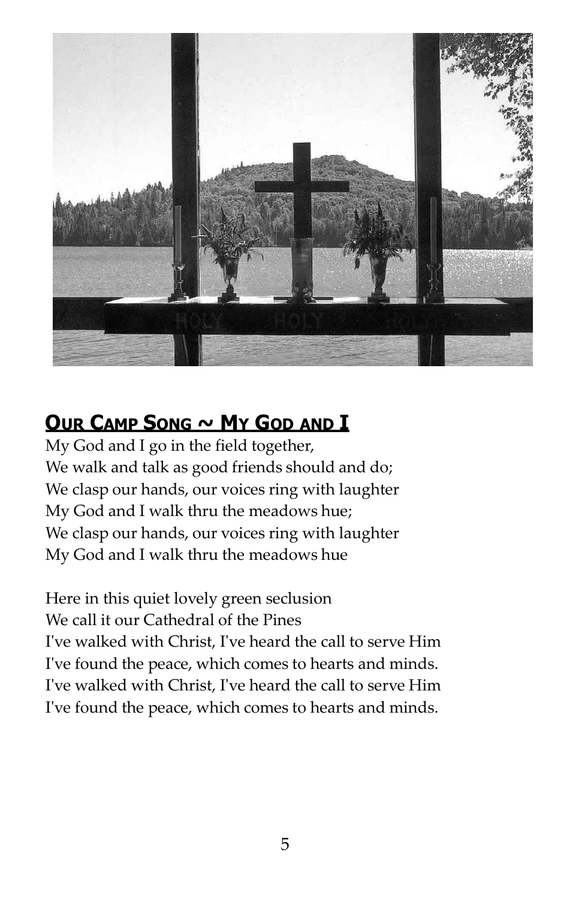## OUR CAMP SONG ~ MY GOD AND I

My God and I go in the field together,
We walk and talk as good friends should and do;
We clasp our hands, our voices ring with laughter
My God and I walk thru the meadows hue;
We clasp our hands, our voices ring with laughter
My God and I walk thru the meadows hue

Here in this quiet lovely green seclusion
We call it our Cathedral of the Pines
I've walked with Christ, I've heard the call to serve Him
I've found the peace, which comes to hearts and minds.
I've walked with Christ, I've heard the call to serve Him
I've found the peace, which comes to hearts and minds.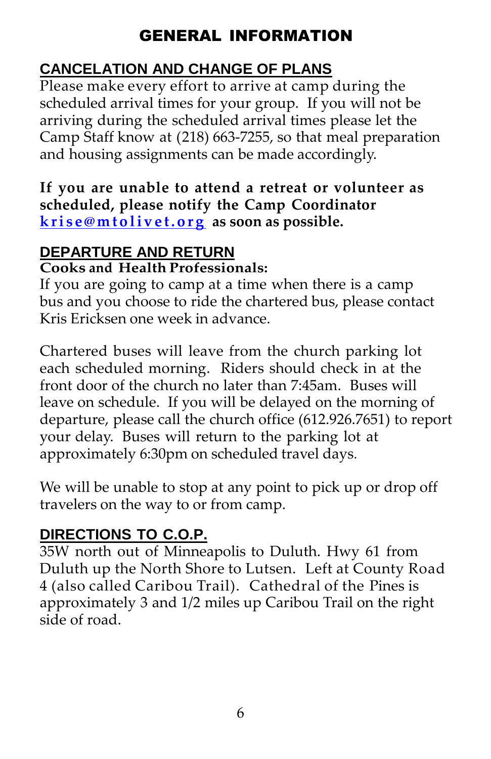# GENERAL INFORMATION

## CANCELATION AND CHANGE OF PLANS

Please make every effort to arrive at camp during the scheduled arrival times for your group. If you will not be arriving during the scheduled arrival times please let the Camp Staff know at (218) 663-7255, so that meal preparation and housing assignments can be made accordingly.

**If you are unable to attend a retreat or volunteer as scheduled, please notify the Camp Coordinator krise@mtolivet.org as soon as possible.**

## DEPARTURE AND RETURN

**Cooks and Health Professionals:**
If you are going to camp at a time when there is a camp bus and you choose to ride the chartered bus, please contact Kris Ericksen one week in advance.

Chartered buses will leave from the church parking lot each scheduled morning. Riders should check in at the front door of the church no later than 7:45am. Buses will leave on schedule. If you will be delayed on the morning of departure, please call the church office (612.926.7651) to report your delay. Buses will return to the parking lot at approximately 6:30pm on scheduled travel days.

We will be unable to stop at any point to pick up or drop off travelers on the way to or from camp.

## DIRECTIONS TO C.O.P.

35W north out of Minneapolis to Duluth. Hwy 61 from Duluth up the North Shore to Lutsen. Left at County Road 4 (also called Caribou Trail). Cathedral of the Pines is approximately 3 and 1/2 miles up Caribou Trail on the right side of road.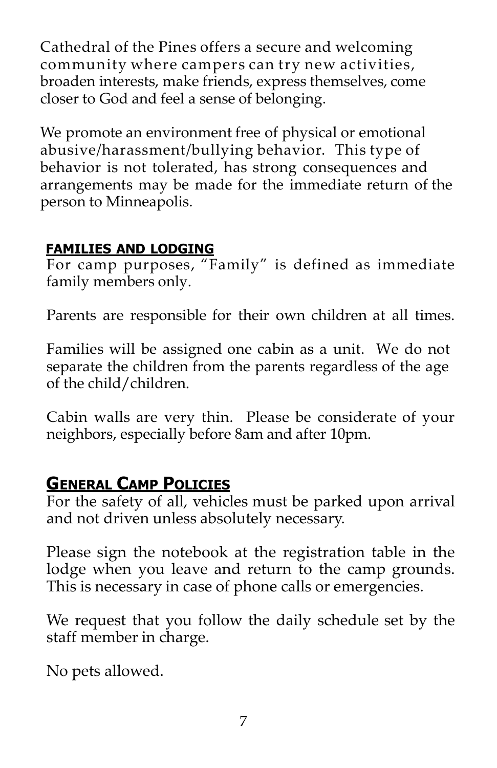Cathedral of the Pines offers a secure and welcoming community where campers can try new activities, broaden interests, make friends, express themselves, come closer to God and feel a sense of belonging.

We promote an environment free of physical or emotional abusive/harassment/bullying behavior. This type of behavior is not tolerated, has strong consequences and arrangements may be made for the immediate return of the person to Minneapolis.

### FAMILIES AND LODGING

For camp purposes, "Family" is defined as immediate family members only.

Parents are responsible for their own children at all times.

Families will be assigned one cabin as a unit. We do not separate the children from the parents regardless of the age of the child/children.

Cabin walls are very thin. Please be considerate of your neighbors, especially before 8am and after 10pm.

## General Camp Policies

For the safety of all, vehicles must be parked upon arrival and not driven unless absolutely necessary.

Please sign the notebook at the registration table in the lodge when you leave and return to the camp grounds. This is necessary in case of phone calls or emergencies.

We request that you follow the daily schedule set by the staff member in charge.

No pets allowed.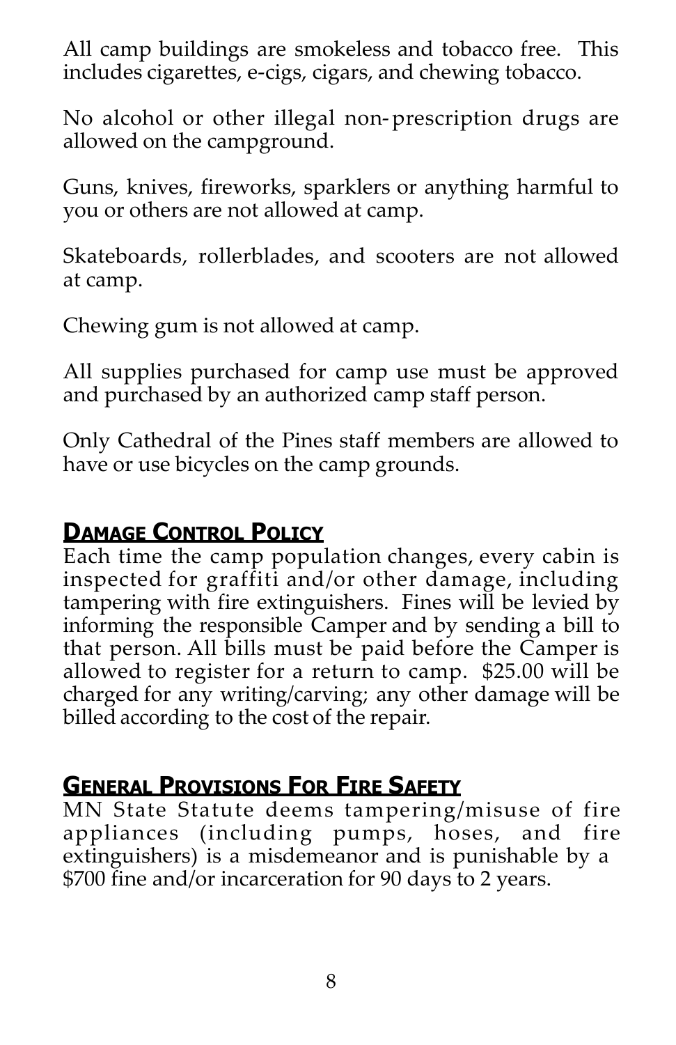All camp buildings are smokeless and tobacco free. This includes cigarettes, e-cigs, cigars, and chewing tobacco.

No alcohol or other illegal non-prescription drugs are allowed on the campground.

Guns, knives, fireworks, sparklers or anything harmful to you or others are not allowed at camp.

Skateboards, rollerblades, and scooters are not allowed at camp.

Chewing gum is not allowed at camp.

All supplies purchased for camp use must be approved and purchased by an authorized camp staff person.

Only Cathedral of the Pines staff members are allowed to have or use bicycles on the camp grounds.

## Damage Control Policy

Each time the camp population changes, every cabin is inspected for graffiti and/or other damage, including tampering with fire extinguishers. Fines will be levied by informing the responsible Camper and by sending a bill to that person. All bills must be paid before the Camper is allowed to register for a return to camp. $25.00 will be charged for any writing/carving; any other damage will be billed according to the cost of the repair.

## General Provisions For Fire Safety

MN State Statute deems tampering/misuse of fire appliances (including pumps, hoses, and fire extinguishers) is a misdemeanor and is punishable by a $700 fine and/or incarceration for 90 days to 2 years.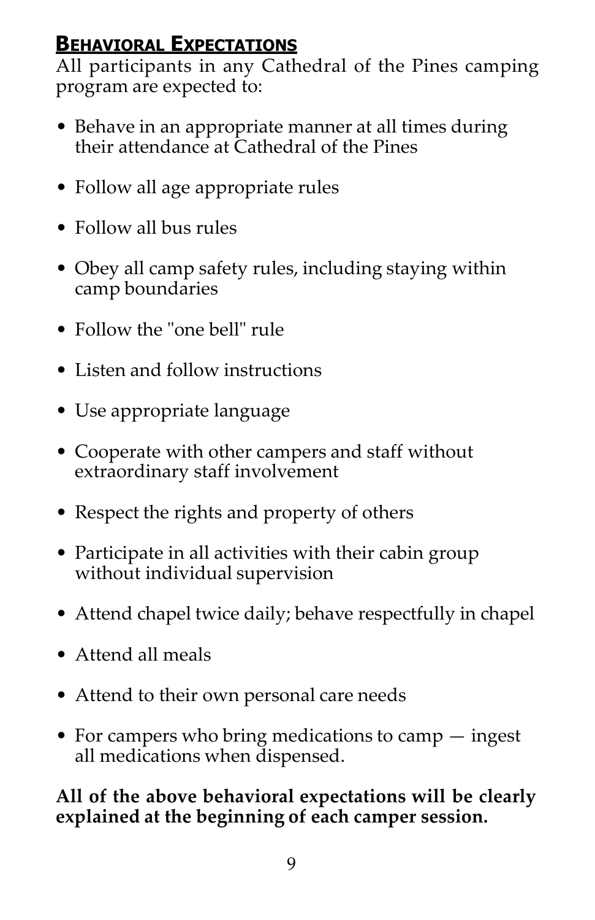## BEHAVIORAL EXPECTATIONS

All participants in any Cathedral of the Pines camping program are expected to:

- Behave in an appropriate manner at all times during their attendance at Cathedral of the Pines
- Follow all age appropriate rules
- Follow all bus rules
- Obey all camp safety rules, including staying within camp boundaries
- Follow the "one bell" rule
- Listen and follow instructions
- Use appropriate language
- Cooperate with other campers and staff without extraordinary staff involvement
- Respect the rights and property of others
- Participate in all activities with their cabin group without individual supervision
- Attend chapel twice daily; behave respectfully in chapel
- Attend all meals
- Attend to their own personal care needs
- For campers who bring medications to camp — ingest all medications when dispensed.

**All of the above behavioral expectations will be clearly explained at the beginning of each camper session.**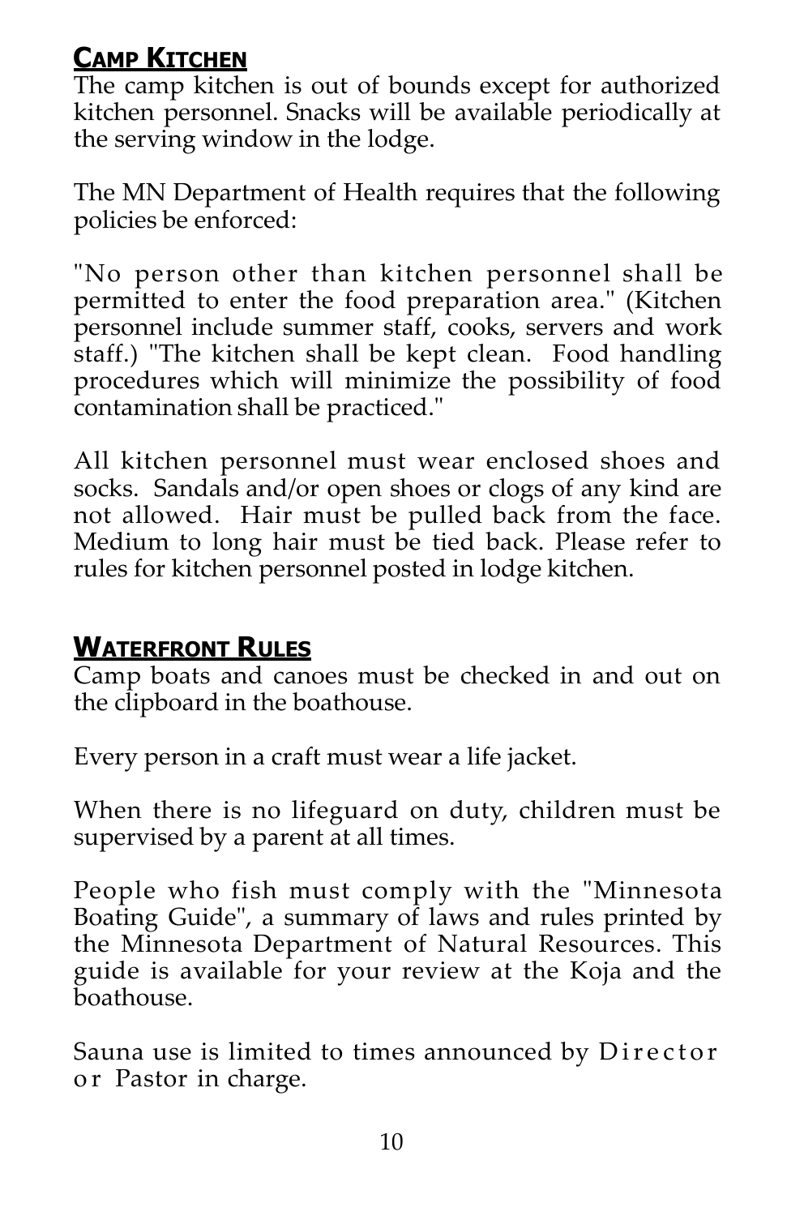## Camp Kitchen

The camp kitchen is out of bounds except for authorized kitchen personnel. Snacks will be available periodically at the serving window in the lodge.

The MN Department of Health requires that the following policies be enforced:

"No person other than kitchen personnel shall be permitted to enter the food preparation area." (Kitchen personnel include summer staff, cooks, servers and work staff.) "The kitchen shall be kept clean. Food handling procedures which will minimize the possibility of food contamination shall be practiced."

All kitchen personnel must wear enclosed shoes and socks. Sandals and/or open shoes or clogs of any kind are not allowed. Hair must be pulled back from the face. Medium to long hair must be tied back. Please refer to rules for kitchen personnel posted in lodge kitchen.

## Waterfront Rules

Camp boats and canoes must be checked in and out on the clipboard in the boathouse.

Every person in a craft must wear a life jacket.

When there is no lifeguard on duty, children must be supervised by a parent at all times.

People who fish must comply with the "Minnesota Boating Guide", a summary of laws and rules printed by the Minnesota Department of Natural Resources. This guide is available for your review at the Koja and the boathouse.

Sauna use is limited to times announced by Director or Pastor in charge.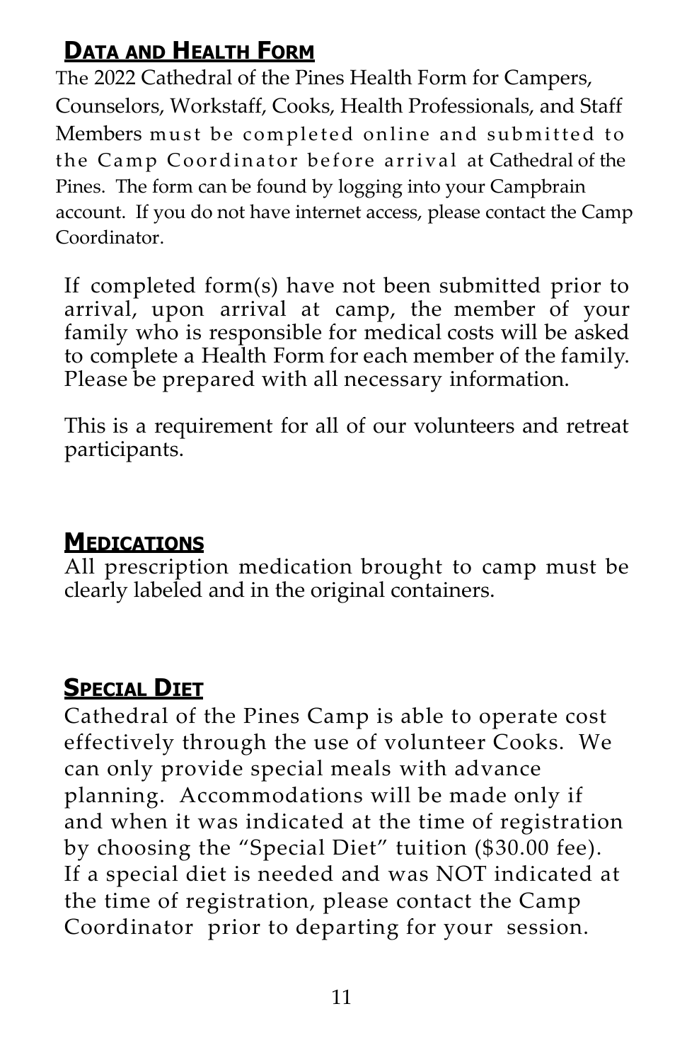## Data and Health Form

The 2022 Cathedral of the Pines Health Form for Campers, Counselors, Workstaff, Cooks, Health Professionals, and Staff Members must be completed online and submitted to the Camp Coordinator before arrival at Cathedral of the Pines. The form can be found by logging into your Campbrain account. If you do not have internet access, please contact the Camp Coordinator.

If completed form(s) have not been submitted prior to arrival, upon arrival at camp, the member of your family who is responsible for medical costs will be asked to complete a Health Form for each member of the family. Please be prepared with all necessary information.

This is a requirement for all of our volunteers and retreat participants.

## Medications

All prescription medication brought to camp must be clearly labeled and in the original containers.

## Special Diet

Cathedral of the Pines Camp is able to operate cost effectively through the use of volunteer Cooks. We can only provide special meals with advance planning. Accommodations will be made only if and when it was indicated at the time of registration by choosing the "Special Diet" tuition ($30.00 fee). If a special diet is needed and was NOT indicated at the time of registration, please contact the Camp Coordinator prior to departing for your session.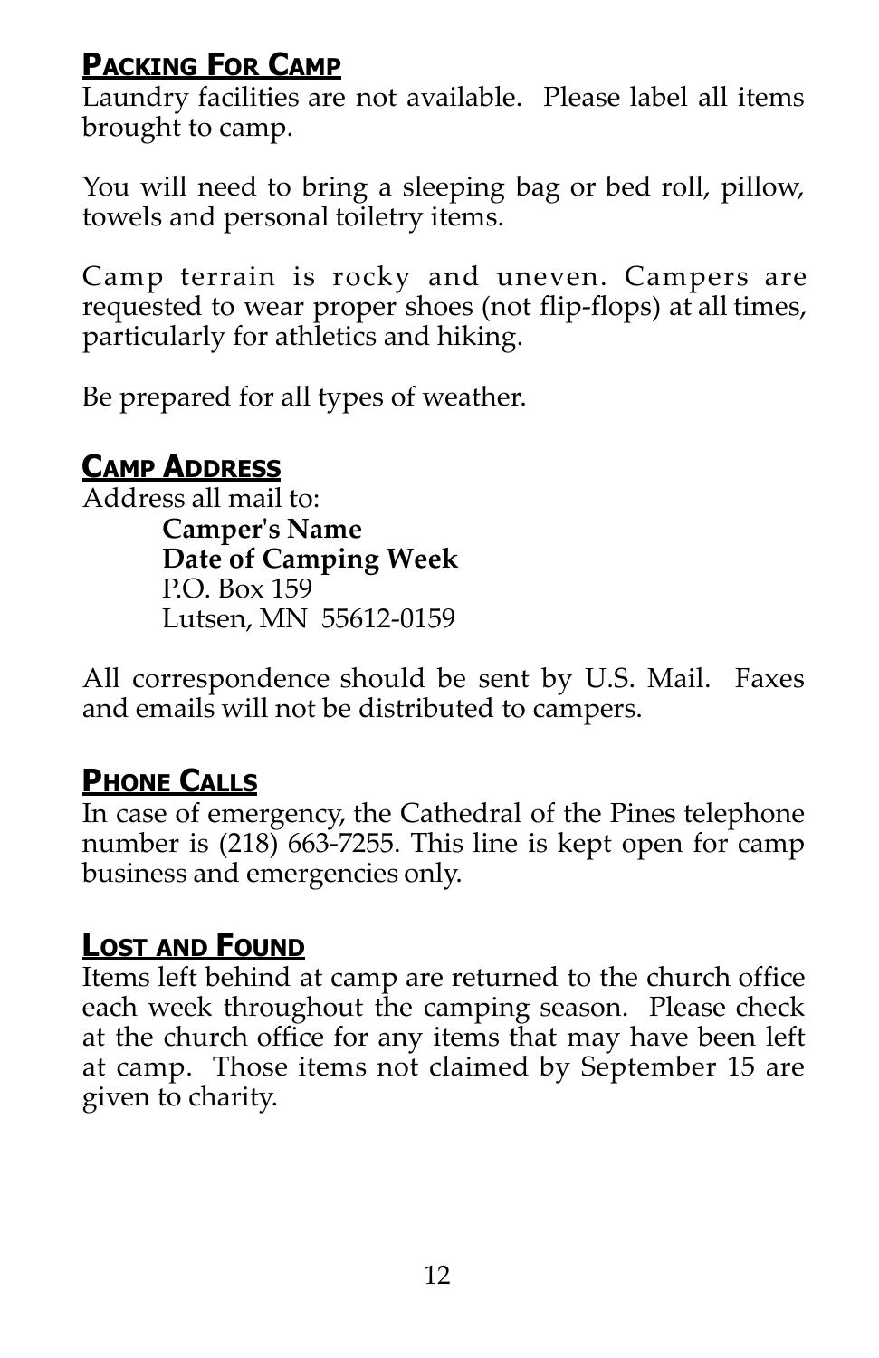## Packing For Camp

Laundry facilities are not available. Please label all items brought to camp.

You will need to bring a sleeping bag or bed roll, pillow, towels and personal toiletry items.

Camp terrain is rocky and uneven. Campers are requested to wear proper shoes (not flip-flops) at all times, particularly for athletics and hiking.

Be prepared for all types of weather.

## Camp Address

Address all mail to:

**Camper's Name**
**Date of Camping Week**
P.O. Box 159
Lutsen, MN 55612-0159

All correspondence should be sent by U.S. Mail. Faxes and emails will not be distributed to campers.

## Phone Calls

In case of emergency, the Cathedral of the Pines telephone number is (218) 663-7255. This line is kept open for camp business and emergencies only.

## Lost and Found

Items left behind at camp are returned to the church office each week throughout the camping season. Please check at the church office for any items that may have been left at camp. Those items not claimed by September 15 are given to charity.